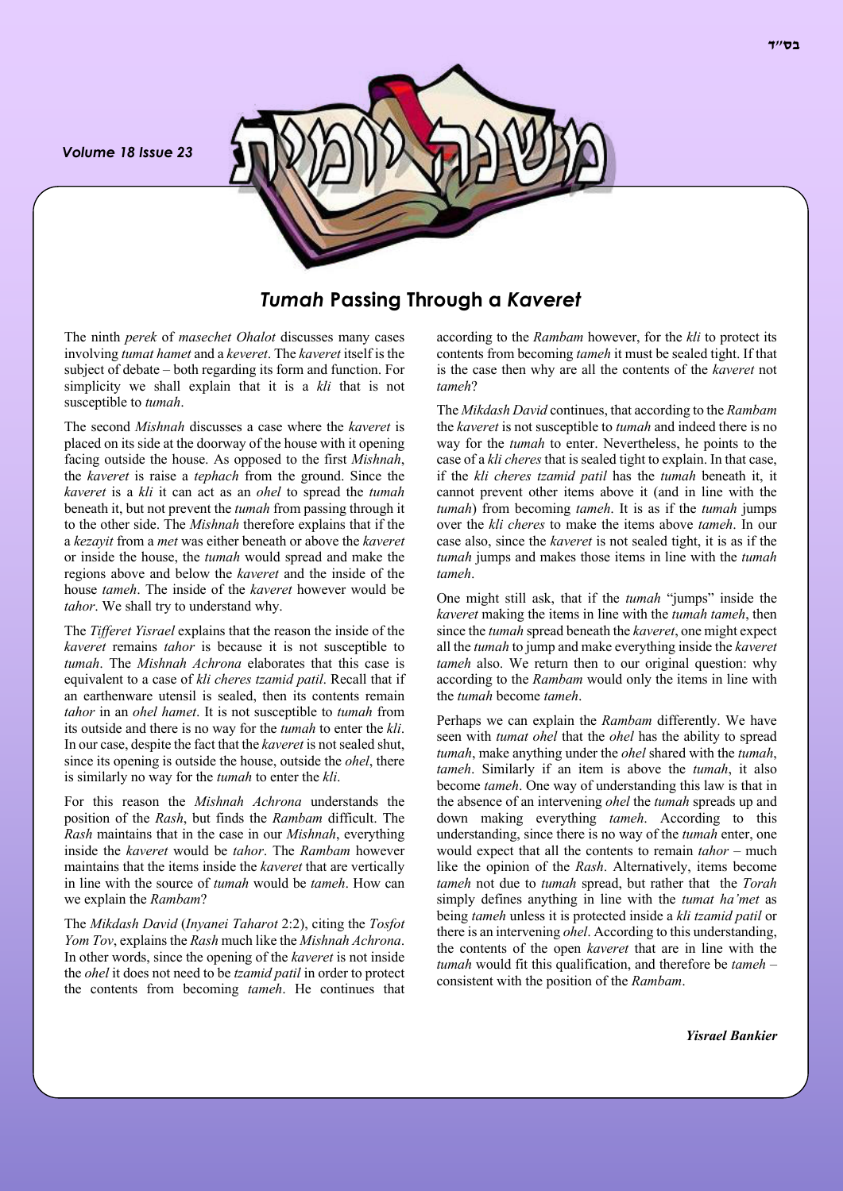# *Tumah* Passing Through a *Kaveret*

The ninth *perek* of *masechet Ohalot* discusses many cases involving *tumat hamet* and a *keveret*. The *kaveret* itself is the subject of debate – both regarding its form and function. For simplicity we shall explain that it is a *kli* that is not susceptible to *tumah*.

The second *Mishnah* discusses a case where the *kaveret* is placed on its side at the doorway of the house with it opening facing outside the house. As opposed to the first *Mishnah*, the *kaveret* is raise a *tephach* from the ground. Since the *kaveret* is a *kli* it can act as an *ohel* to spread the *tumah* beneath it, but not prevent the *tumah* from passing through it to the other side. The *Mishnah* therefore explains that if the a *kezayit* from a *met* was either beneath or above the *kaveret* or inside the house, the *tumah* would spread and make the regions above and below the *kaveret* and the inside of the house *tameh*. The inside of the *kaveret* however would be *tahor*. We shall try to understand why.

The *Tifferet Yisrael* explains that the reason the inside of the *kaveret* remains *tahor* is because it is not susceptible to *tumah*. The *Mishnah Achrona* elaborates that this case is equivalent to a case of *kli cheres tzamid patil*. Recall that if an earthenware utensil is sealed, then its contents remain *tahor* in an *ohel hamet*. It is not susceptible to *tumah* from its outside and there is no way for the *tumah* to enter the *kli*. In our case, despite the fact that the *kaveret* is not sealed shut, since its opening is outside the house, outside the *ohel*, there is similarly no way for the *tumah* to enter the *kli*.

For this reason the *Mishnah Achrona* understands the position of the *Rash*, but finds the *Rambam* difficult. The *Rash* maintains that in the case in our *Mishnah*, everything inside the *kaveret* would be *tahor*. The *Rambam* however maintains that the items inside the *kaveret* that are vertically in line with the source of *tumah* would be *tameh*. How can we explain the *Rambam*?

The *Mikdash David* (*Inyanei Taharot* 2:2), citing the *Tosfot Yom Tov*, explains the *Rash* much like the *Mishnah Achrona*. In other words, since the opening of the *kaveret* is not inside the *ohel* it does not need to be *tzamid patil* in order to protect the contents from becoming *tameh*. He continues that according to the *Rambam* however, for the *kli* to protect its contents from becoming *tameh* it must be sealed tight. If that is the case then why are all the contents of the *kaveret* not *tameh*?

The *Mikdash David* continues, that according to the *Rambam* the *kaveret* is not susceptible to *tumah* and indeed there is no way for the *tumah* to enter. Nevertheless, he points to the case of a *kli cheres* that is sealed tight to explain. In that case, if the *kli cheres tzamid patil* has the *tumah* beneath it, it cannot prevent other items above it (and in line with the *tumah*) from becoming *tameh*. It is as if the *tumah* jumps over the *kli cheres* to make the items above *tameh*. In our case also, since the *kaveret* is not sealed tight, it is as if the *tumah* jumps and makes those items in line with the *tumah tameh*.

One might still ask, that if the *tumah* "jumps" inside the *kaveret* making the items in line with the *tumah tameh*, then since the *tumah* spread beneath the *kaveret*, one might expect all the *tumah* to jump and make everything inside the *kaveret tameh* also. We return then to our original question: why according to the *Rambam* would only the items in line with the *tumah* become *tameh*.

Perhaps we can explain the *Rambam* differently. We have seen with *tumat ohel* that the *ohel* has the ability to spread *tumah*, make anything under the *ohel* shared with the *tumah*, *tameh*. Similarly if an item is above the *tumah*, it also become *tameh*. One way of understanding this law is that in the absence of an intervening *ohel* the *tumah* spreads up and down making everything *tameh*. According to this understanding, since there is no way of the *tumah* enter, one would expect that all the contents to remain *tahor* – much like the opinion of the *Rash*. Alternatively, items become *tameh* not due to *tumah* spread, but rather that the *Torah* simply defines anything in line with the *tumat ha'met* as being *tameh* unless it is protected inside a *kli tzamid patil* or there is an intervening *ohel*. According to this understanding, the contents of the open *kaveret* that are in line with the *tumah* would fit this qualification, and therefore be *tameh* – consistent with the position of the *Rambam*.

***Yisrael Bankier***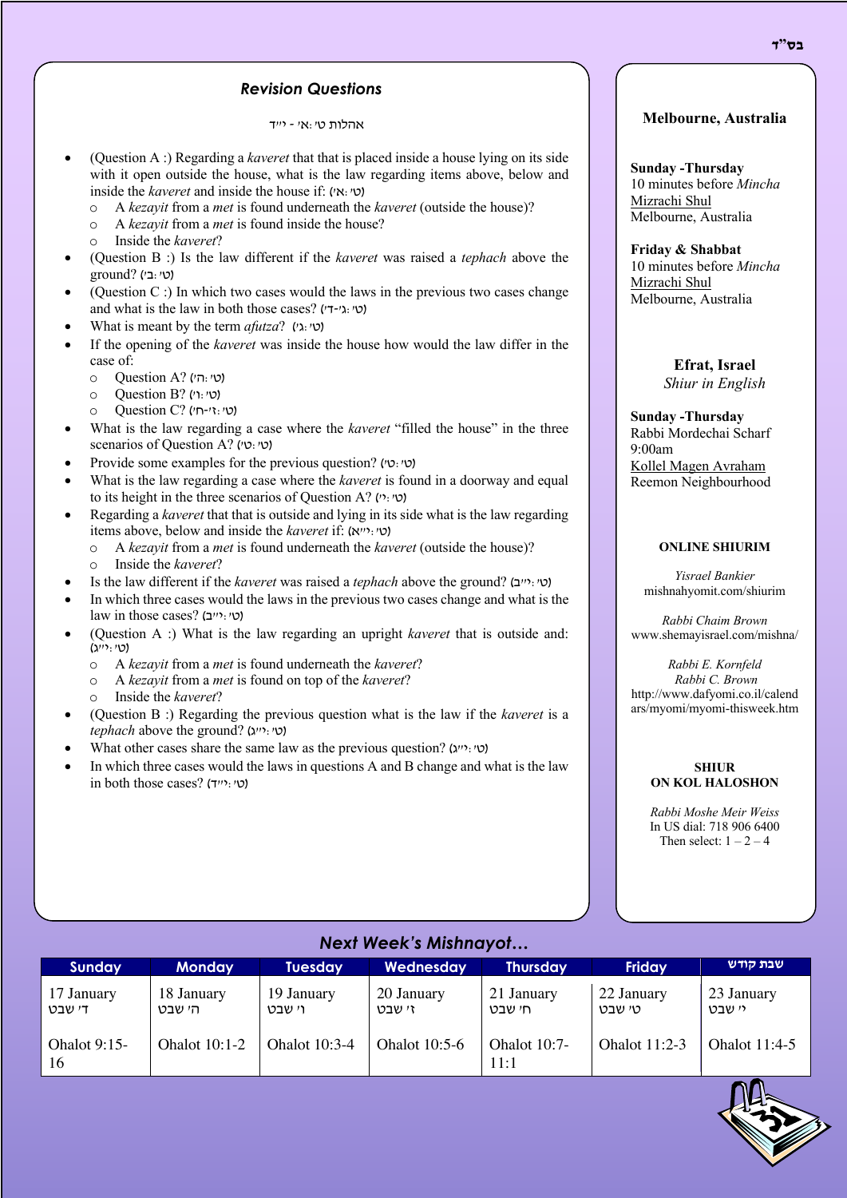בס"ד

### *Revision Questions*

אהלות ט׳:א׳ - י״ד

- (Question A :) Regarding a *kaveret* that that is placed inside a house lying on its side with it open outside the house, what is the law regarding items above, below and inside the *kaveret* and inside the house if: (ט׳:א׳)
    - A *kezayit* from a *met* is found underneath the *kaveret* (outside the house)?
    - A *kezayit* from a *met* is found inside the house?
    - Inside the *kaveret*?
- (Question B :) Is the law different if the *kaveret* was raised a *tephach* above the ground? (ט׳:ב׳)
- (Question C :) In which two cases would the laws in the previous two cases change and what is the law in both those cases? (ט׳:ג׳-ד׳)
- What is meant by the term *afutza*? (ט׳:ג׳)
- If the opening of the *kaveret* was inside the house how would the law differ in the case of:
    - Question A? (ט׳:ה׳)
    - Question B? (ט׳:ו׳)
    - Question C? (ט׳:ז׳-ח׳)
- What is the law regarding a case where the *kaveret* "filled the house" in the three scenarios of Question A? (ט׳:ט׳)
- Provide some examples for the previous question? (ט׳:ט׳)
- What is the law regarding a case where the *kaveret* is found in a doorway and equal to its height in the three scenarios of Question A? (ט׳:י׳)
- Regarding a *kaveret* that that is outside and lying in its side what is the law regarding items above, below and inside the *kaveret* if: (ט׳:י״א)
    - A *kezayit* from a *met* is found underneath the *kaveret* (outside the house)?
    - Inside the *kaveret*?
- Is the law different if the *kaveret* was raised a *tephach* above the ground? (ט׳:י״ב)
- In which three cases would the laws in the previous two cases change and what is the law in those cases? (ט׳:י״ב)
- (Question A :) What is the law regarding an upright *kaveret* that is outside and: (ט׳:י״ג)
    - A *kezayit* from a *met* is found underneath the *kaveret*?
    - A *kezayit* from a *met* is found on top of the *kaveret*?
    - Inside the *kaveret*?
- (Question B :) Regarding the previous question what is the law if the *kaveret* is a *tephach* above the ground? (ט׳:י״ג)
- What other cases share the same law as the previous question? (ט׳:י״ג)
- In which three cases would the laws in questions A and B change and what is the law in both those cases? (ט׳:י״ד)

**Melbourne, Australia**

**Sunday -Thursday**
10 minutes before *Mincha*
Mizrachi Shul
Melbourne, Australia

**Friday & Shabbat**
10 minutes before *Mincha*
Mizrachi Shul
Melbourne, Australia

**Efrat, Israel**
*Shiur in English*

**Sunday -Thursday**
Rabbi Mordechai Scharf
9:00am
Kollel Magen Avraham
Reemon Neighbourhood

**ONLINE SHIURIM**

*Yisrael Bankier*
mishnahyomit.com/shiurim

*Rabbi Chaim Brown*
www.shemayisrael.com/mishna/

*Rabbi E. Kornfeld*
*Rabbi C. Brown*
http://www.dafyomi.co.il/calendars/myomi/myomi-thisweek.htm

**SHIUR ON KOL HALOSHON**

*Rabbi Moshe Meir Weiss*
In US dial: 718 906 6400
Then select: 1 – 2 – 4

### *Next Week's Mishnayot…*

| Sunday | Monday | Tuesday | Wednesday | Thursday | Friday | שבת קודש |
|---|---|---|---|---|---|---|
| 17 January ד׳ שבט | 18 January ה׳ שבט | 19 January ו׳ שבט | 20 January ז׳ שבט | 21 January ח׳ שבט | 22 January ט׳ שבט | 23 January י׳ שבט |
| Ohalot 9:15-16 | Ohalot 10:1-2 | Ohalot 10:3-4 | Ohalot 10:5-6 | Ohalot 10:7-11:1 | Ohalot 11:2-3 | Ohalot 11:4-5 |